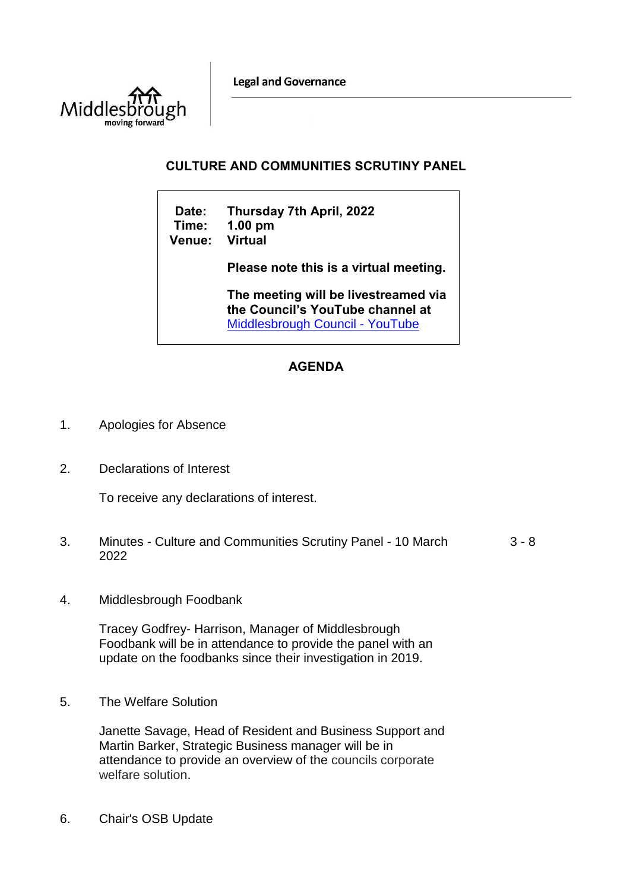Legal and Governance

# CULTURE AND COMMUNITIES SCRUTINY PANEL

**Date:** Thursday 7th April, 2022
**Time:** 1.00 pm
**Venue:** Virtual

**Please note this is a virtual meeting.**

**The meeting will be livestreamed via the Council's YouTube channel at** [Middlesbrough Council - YouTube]()

## AGENDA

1. Apologies for Absence

2. Declarations of Interest

   To receive any declarations of interest.

3. Minutes - Culture and Communities Scrutiny Panel - 10 March 2022 — 3 - 8

4. Middlesbrough Foodbank

   Tracey Godfrey- Harrison, Manager of Middlesbrough Foodbank will be in attendance to provide the panel with an update on the foodbanks since their investigation in 2019.

5. The Welfare Solution

   Janette Savage, Head of Resident and Business Support and Martin Barker, Strategic Business manager will be in attendance to provide an overview of the councils corporate welfare solution.

6. Chair's OSB Update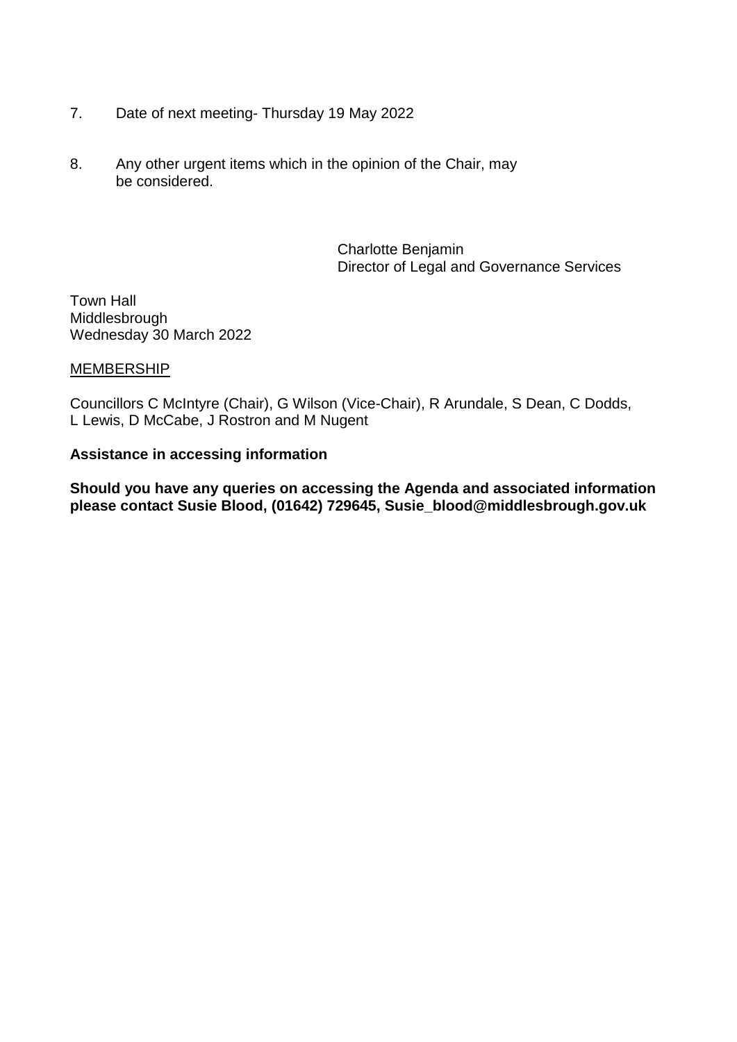7. Date of next meeting- Thursday 19 May 2022

8. Any other urgent items which in the opinion of the Chair, may be considered.

Charlotte Benjamin
Director of Legal and Governance Services

Town Hall
Middlesbrough
Wednesday 30 March 2022

MEMBERSHIP

Councillors C McIntyre (Chair), G Wilson (Vice-Chair), R Arundale, S Dean, C Dodds, L Lewis, D McCabe, J Rostron and M Nugent

**Assistance in accessing information**

**Should you have any queries on accessing the Agenda and associated information please contact Susie Blood, (01642) 729645, Susie_blood@middlesbrough.gov.uk**